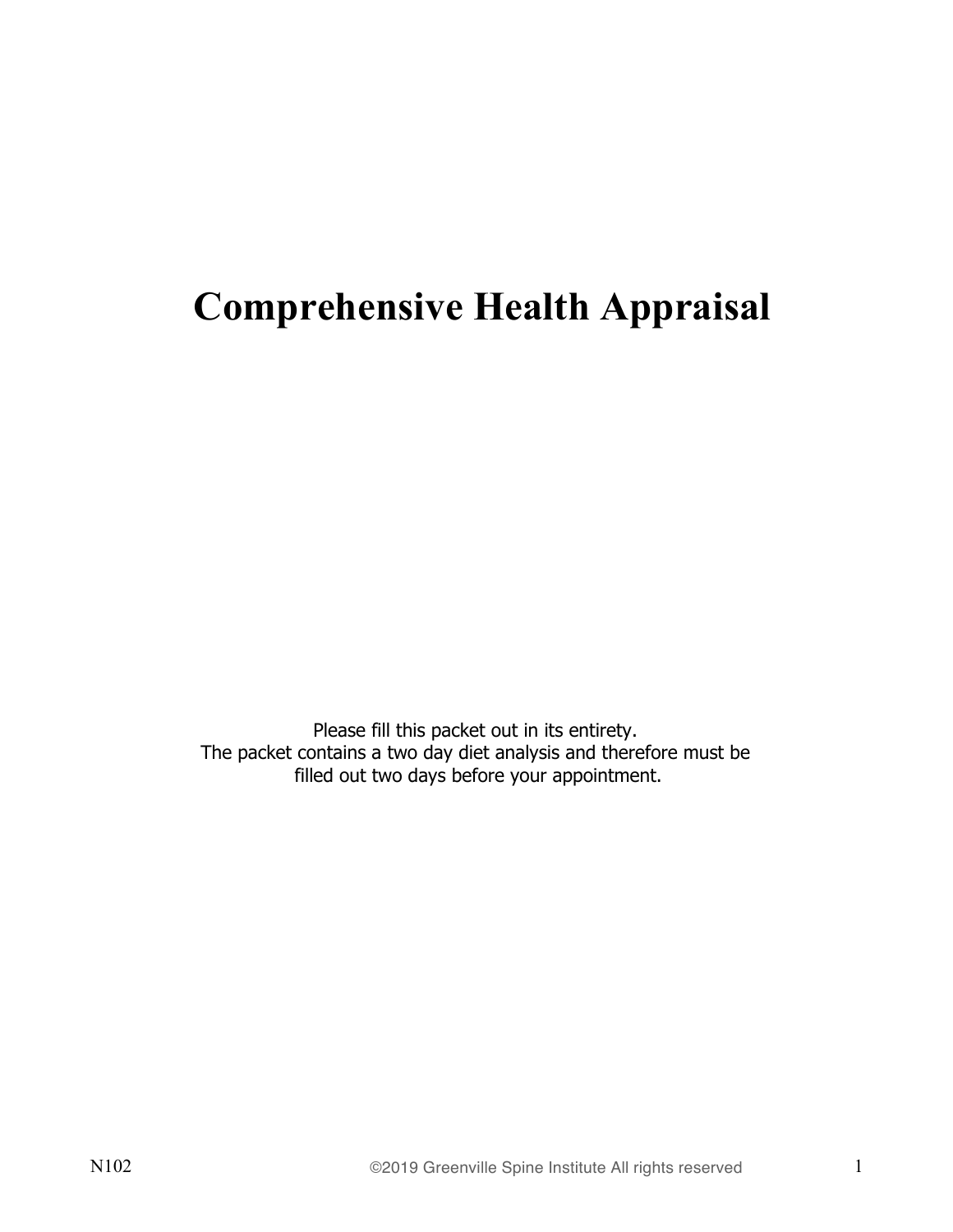# Comprehensive Health Appraisal

Please fill this packet out in its entirety.
The packet contains a two day diet analysis and therefore must be filled out two days before your appointment.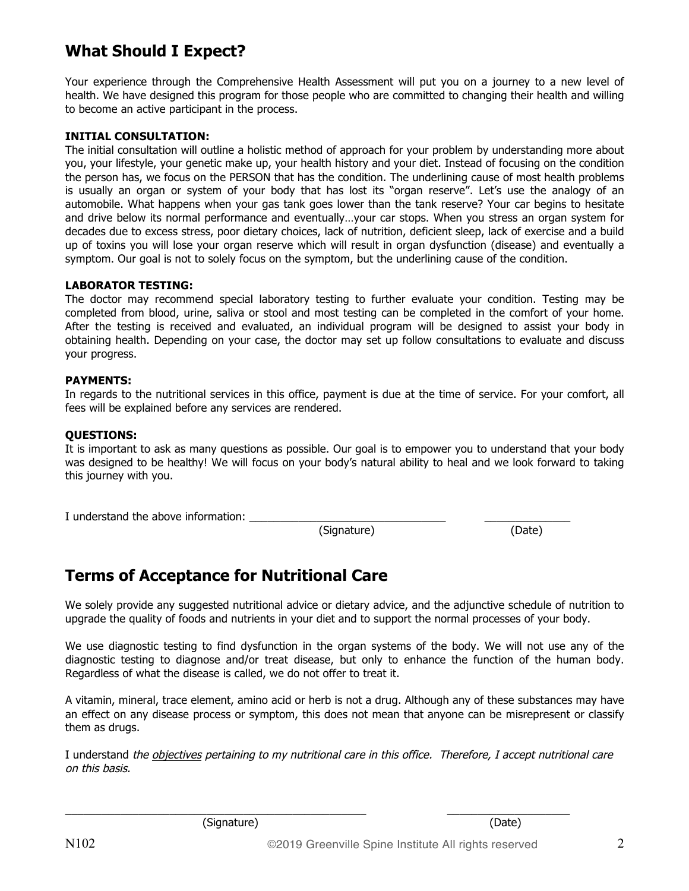## What Should I Expect?

Your experience through the Comprehensive Health Assessment will put you on a journey to a new level of health. We have designed this program for those people who are committed to changing their health and willing to become an active participant in the process.

**INITIAL CONSULTATION:**
The initial consultation will outline a holistic method of approach for your problem by understanding more about you, your lifestyle, your genetic make up, your health history and your diet. Instead of focusing on the condition the person has, we focus on the PERSON that has the condition. The underlining cause of most health problems is usually an organ or system of your body that has lost its "organ reserve". Let's use the analogy of an automobile. What happens when your gas tank goes lower than the tank reserve? Your car begins to hesitate and drive below its normal performance and eventually…your car stops. When you stress an organ system for decades due to excess stress, poor dietary choices, lack of nutrition, deficient sleep, lack of exercise and a build up of toxins you will lose your organ reserve which will result in organ dysfunction (disease) and eventually a symptom. Our goal is not to solely focus on the symptom, but the underlining cause of the condition.

**LABORATOR TESTING:**
The doctor may recommend special laboratory testing to further evaluate your condition. Testing may be completed from blood, urine, saliva or stool and most testing can be completed in the comfort of your home. After the testing is received and evaluated, an individual program will be designed to assist your body in obtaining health. Depending on your case, the doctor may set up follow consultations to evaluate and discuss your progress.

**PAYMENTS:**
In regards to the nutritional services in this office, payment is due at the time of service. For your comfort, all fees will be explained before any services are rendered.

**QUESTIONS:**
It is important to ask as many questions as possible. Our goal is to empower you to understand that your body was designed to be healthy! We will focus on your body's natural ability to heal and we look forward to taking this journey with you.

I understand the above information: ________________________________ ______________
(Signature) (Date)

## Terms of Acceptance for Nutritional Care

We solely provide any suggested nutritional advice or dietary advice, and the adjunctive schedule of nutrition to upgrade the quality of foods and nutrients in your diet and to support the normal processes of your body.

We use diagnostic testing to find dysfunction in the organ systems of the body. We will not use any of the diagnostic testing to diagnose and/or treat disease, but only to enhance the function of the human body. Regardless of what the disease is called, we do not offer to treat it.

A vitamin, mineral, trace element, amino acid or herb is not a drug. Although any of these substances may have an effect on any disease process or symptom, this does not mean that anyone can be misrepresent or classify them as drugs.

I understand *the objectives pertaining to my nutritional care in this office. Therefore, I accept nutritional care on this basis.*

__________________________________________________ ____________________
(Signature) (Date)

N102 ©2019 Greenville Spine Institute All rights reserved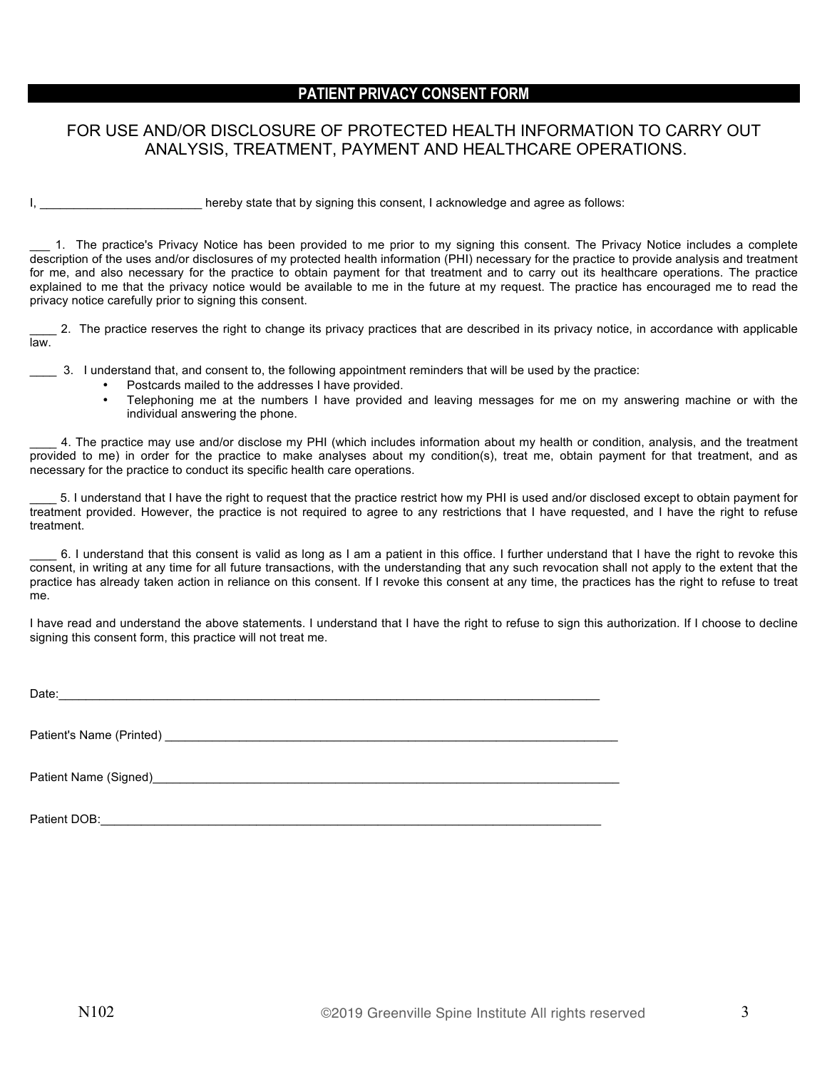## PATIENT PRIVACY CONSENT FORM

### FOR USE AND/OR DISCLOSURE OF PROTECTED HEALTH INFORMATION TO CARRY OUT ANALYSIS, TREATMENT, PAYMENT AND HEALTHCARE OPERATIONS.

I, ________________________ hereby state that by signing this consent, I acknowledge and agree as follows:

___ 1. The practice's Privacy Notice has been provided to me prior to my signing this consent. The Privacy Notice includes a complete description of the uses and/or disclosures of my protected health information (PHI) necessary for the practice to provide analysis and treatment for me, and also necessary for the practice to obtain payment for that treatment and to carry out its healthcare operations. The practice explained to me that the privacy notice would be available to me in the future at my request. The practice has encouraged me to read the privacy notice carefully prior to signing this consent.

____ 2. The practice reserves the right to change its privacy practices that are described in its privacy notice, in accordance with applicable law.

____ 3. I understand that, and consent to, the following appointment reminders that will be used by the practice:

- Postcards mailed to the addresses I have provided.
- Telephoning me at the numbers I have provided and leaving messages for me on my answering machine or with the individual answering the phone.

____ 4. The practice may use and/or disclose my PHI (which includes information about my health or condition, analysis, and the treatment provided to me) in order for the practice to make analyses about my condition(s), treat me, obtain payment for that treatment, and as necessary for the practice to conduct its specific health care operations.

____ 5. I understand that I have the right to request that the practice restrict how my PHI is used and/or disclosed except to obtain payment for treatment provided. However, the practice is not required to agree to any restrictions that I have requested, and I have the right to refuse treatment.

____ 6. I understand that this consent is valid as long as I am a patient in this office. I further understand that I have the right to revoke this consent, in writing at any time for all future transactions, with the understanding that any such revocation shall not apply to the extent that the practice has already taken action in reliance on this consent. If I revoke this consent at any time, the practices has the right to refuse to treat me.

I have read and understand the above statements. I understand that I have the right to refuse to sign this authorization. If I choose to decline signing this consent form, this practice will not treat me.

Date:_______________________________________________________________________________

Patient's Name (Printed) ______________________________________________________________

Patient Name (Signed)_________________________________________________________________

Patient DOB:_________________________________________________________________________

N102 ©2019 Greenville Spine Institute All rights reserved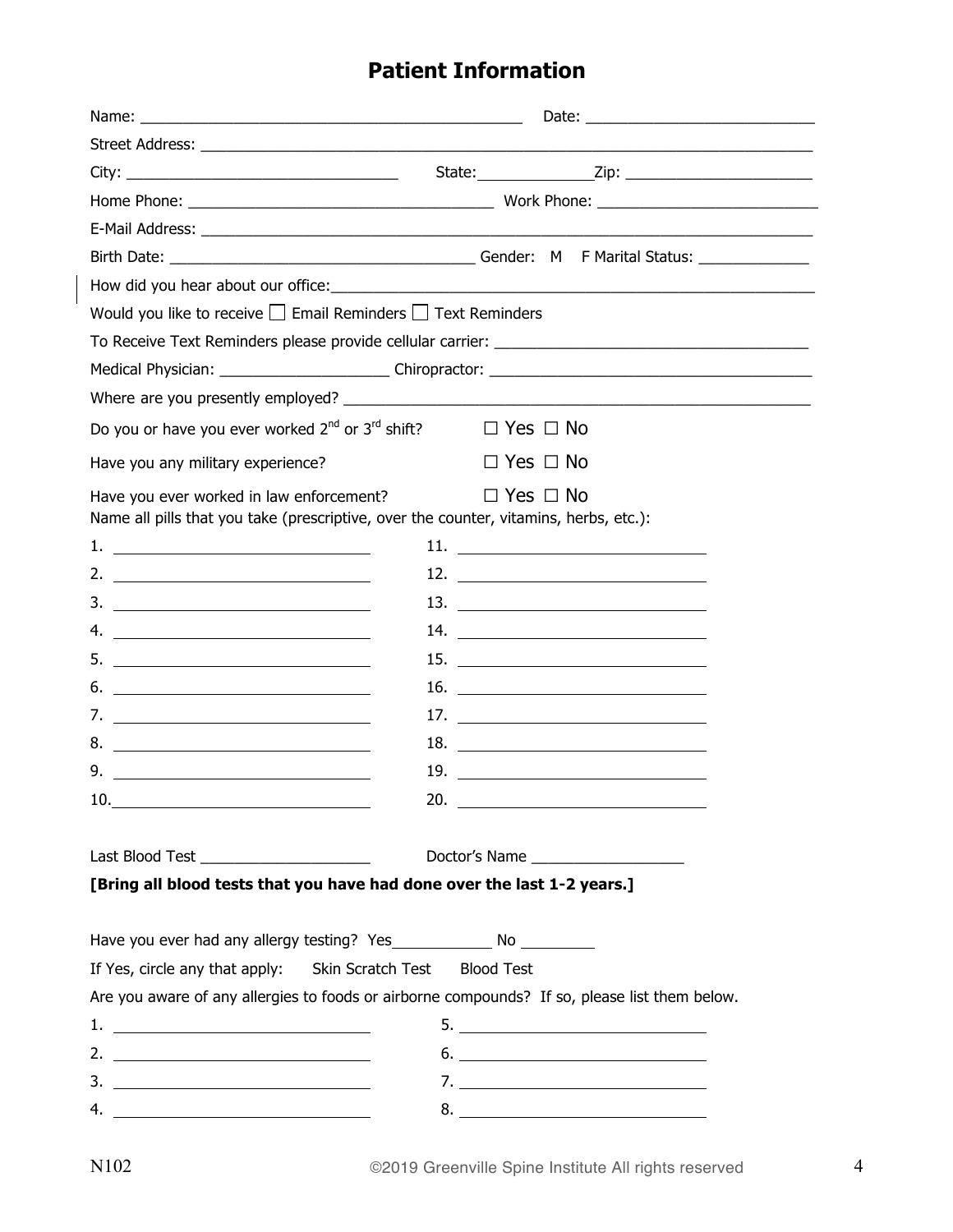# Patient Information

Name: ______________________________________________ Date: ___________________________

Street Address: ______________________________________________________________________________

City: _________________________________ State:______________Zip: ______________________

Home Phone: ____________________________________ Work Phone: ___________________________

E-Mail Address: ______________________________________________________________________________

Birth Date: ______________________________________ Gender: M F Marital Status: _____________

How did you hear about our office:____________________________________________________________

Would you like to receive ☐ Email Reminders ☐ Text Reminders

To Receive Text Reminders please provide cellular carrier: _____________________________________

Medical Physician: ____________________ Chiropractor: ______________________________________

Where are you presently employed? ____________________________________________________________

Do you or have you ever worked 2nd or 3rd shift? ☐ Yes ☐ No

Have you any military experience? ☐ Yes ☐ No

Have you ever worked in law enforcement? ☐ Yes ☐ No

Name all pills that you take (prescriptive, over the counter, vitamins, herbs, etc.):

1. ______________________________
2. ______________________________
3. ______________________________
4. ______________________________
5. ______________________________
6. ______________________________
7. ______________________________
8. ______________________________
9. ______________________________
10. ______________________________
11. ______________________________
12. ______________________________
13. ______________________________
14. ______________________________
15. ______________________________
16. ______________________________
17. ______________________________
18. ______________________________
19. ______________________________
20. ______________________________

Last Blood Test ____________________ Doctor's Name __________________

**[Bring all blood tests that you have had done over the last 1-2 years.]**

Have you ever had any allergy testing? Yes____________ No _________

If Yes, circle any that apply: Skin Scratch Test Blood Test

Are you aware of any allergies to foods or airborne compounds? If so, please list them below.

1. ______________________________
2. ______________________________
3. ______________________________
4. ______________________________
5. ______________________________
6. ______________________________
7. ______________________________
8. ______________________________

N102 ©2019 Greenville Spine Institute All rights reserved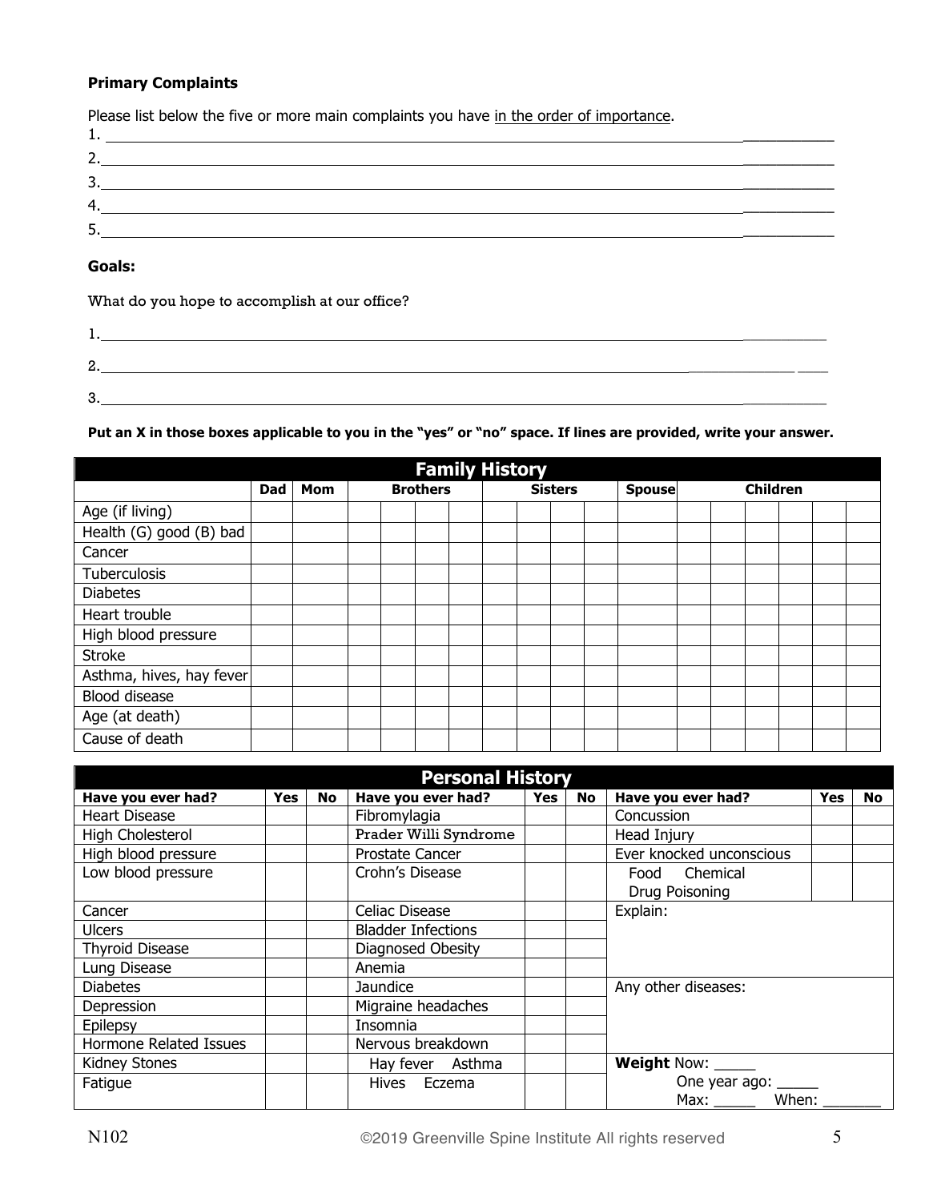**Primary Complaints**

Please list below the five or more main complaints you have in the order of importance.

1. ______________________________________________________________________________
2. ______________________________________________________________________________
3. ______________________________________________________________________________
4. ______________________________________________________________________________
5. ______________________________________________________________________________

**Goals:**

What do you hope to accomplish at our office?

1. ______________________________________________________________________________
2. ______________________________________________________________________________
3. ______________________________________________________________________________

**Put an X in those boxes applicable to you in the "yes" or "no" space. If lines are provided, write your answer.**

| Family History | | | | | | | | | | | | | | | | | |
|---|---|---|---|---|---|---|---|---|---|---|---|---|---|---|---|---|---|
| | Dad | Mom | Brothers | | | | Sisters | | | | Spouse | Children | | | | | |
| Age (if living) | | | | | | | | | | | | | | | | | |
| Health (G) good (B) bad | | | | | | | | | | | | | | | | | |
| Cancer | | | | | | | | | | | | | | | | | |
| Tuberculosis | | | | | | | | | | | | | | | | | |
| Diabetes | | | | | | | | | | | | | | | | | |
| Heart trouble | | | | | | | | | | | | | | | | | |
| High blood pressure | | | | | | | | | | | | | | | | | |
| Stroke | | | | | | | | | | | | | | | | | |
| Asthma, hives, hay fever | | | | | | | | | | | | | | | | | |
| Blood disease | | | | | | | | | | | | | | | | | |
| Age (at death) | | | | | | | | | | | | | | | | | |
| Cause of death | | | | | | | | | | | | | | | | | |

| Personal History | | | | | | | | |
|---|---|---|---|---|---|---|---|---|
| **Have you ever had?** | **Yes** | **No** | **Have you ever had?** | **Yes** | **No** | **Have you ever had?** | **Yes** | **No** |
| Heart Disease | | | Fibromylagia | | | Concussion | | |
| High Cholesterol | | | Prader Willi Syndrome | | | Head Injury | | |
| High blood pressure | | | Prostate Cancer | | | Ever knocked unconscious | | |
| Low blood pressure | | | Crohn's Disease | | | Food Chemical Drug Poisoning | | |
| Cancer | | | Celiac Disease | | | Explain: | | |
| Ulcers | | | Bladder Infections | | | | | |
| Thyroid Disease | | | Diagnosed Obesity | | | | | |
| Lung Disease | | | Anemia | | | | | |
| Diabetes | | | Jaundice | | | Any other diseases: | | |
| Depression | | | Migraine headaches | | | | | |
| Epilepsy | | | Insomnia | | | | | |
| Hormone Related Issues | | | Nervous breakdown | | | | | |
| Kidney Stones | | | Hay fever Asthma | | | **Weight** Now: _____ | | |
| Fatigue | | | Hives Eczema | | | One year ago: _____ Max: _____ When: _______ | | |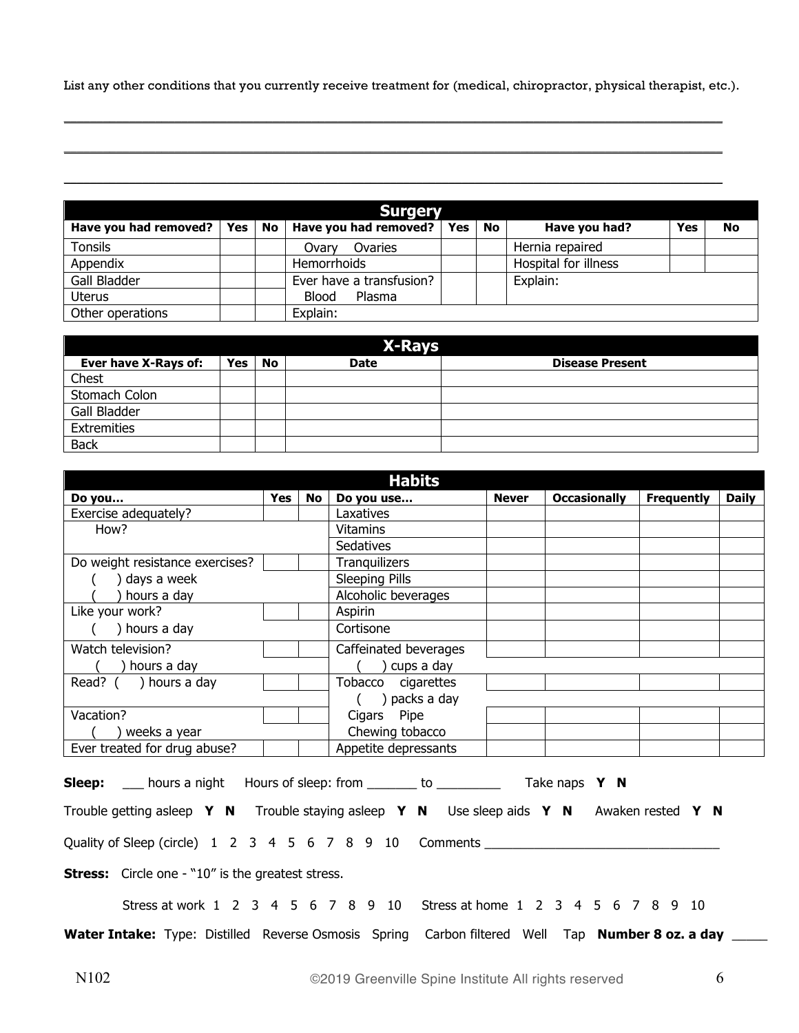List any other conditions that you currently receive treatment for (medical, chiropractor, physical therapist, etc.).

\_\_\_\_\_\_\_\_\_\_\_\_\_\_\_\_\_\_\_\_\_\_\_\_\_\_\_\_\_\_\_\_\_\_\_\_\_\_\_\_\_\_\_\_\_\_\_\_\_\_\_\_\_\_\_\_\_\_\_\_\_\_\_\_\_\_\_\_\_\_\_\_\_\_\_\_

\_\_\_\_\_\_\_\_\_\_\_\_\_\_\_\_\_\_\_\_\_\_\_\_\_\_\_\_\_\_\_\_\_\_\_\_\_\_\_\_\_\_\_\_\_\_\_\_\_\_\_\_\_\_\_\_\_\_\_\_\_\_\_\_\_\_\_\_\_\_\_\_\_\_\_\_

\_\_\_\_\_\_\_\_\_\_\_\_\_\_\_\_\_\_\_\_\_\_\_\_\_\_\_\_\_\_\_\_\_\_\_\_\_\_\_\_\_\_\_\_\_\_\_\_\_\_\_\_\_\_\_\_\_\_\_\_\_\_\_\_\_\_\_\_\_\_\_\_\_\_\_\_

## Surgery

| Have you had removed? | Yes | No | Have you had removed? | Yes | No | Have you had? | Yes | No |
|---|---|---|---|---|---|---|---|---|
| Tonsils | | | Ovary Ovaries | | | Hernia repaired | | |
| Appendix | | | Hemorrhoids | | | Hospital for illness | | |
| Gall Bladder | | | Ever have a transfusion? | | | Explain: | | |
| Uterus | | | Blood Plasma | | | | | |
| Other operations | | | Explain: | | | | | |

## X-Rays

| Ever have X-Rays of: | Yes | No | Date | Disease Present |
|---|---|---|---|---|
| Chest | | | | |
| Stomach Colon | | | | |
| Gall Bladder | | | | |
| Extremities | | | | |
| Back | | | | |

## Habits

| Do you… | Yes | No | Do you use… | Never | Occasionally | Frequently | Daily |
|---|---|---|---|---|---|---|---|
| Exercise adequately? | | | Laxatives | | | | |
| How? | | | Vitamins | | | | |
| | | | Sedatives | | | | |
| Do weight resistance exercises? | | | Tranquilizers | | | | |
| ( ) days a week | | | Sleeping Pills | | | | |
| ( ) hours a day | | | Alcoholic beverages | | | | |
| Like your work? | | | Aspirin | | | | |
| ( ) hours a day | | | Cortisone | | | | |
| Watch television? | | | Caffeinated beverages | | | | |
| ( ) hours a day | | | ( ) cups a day | | | | |
| Read? ( ) hours a day | | | Tobacco cigarettes | | | | |
| | | | ( ) packs a day | | | | |
| Vacation? | | | Cigars Pipe | | | | |
| ( ) weeks a year | | | Chewing tobacco | | | | |
| Ever treated for drug abuse? | | | Appetite depressants | | | | |

**Sleep:** \_\_\_ hours a night Hours of sleep: from \_\_\_\_\_\_\_ to \_\_\_\_\_\_\_\_\_ Take naps **Y N**

Trouble getting asleep **Y N** Trouble staying asleep **Y N** Use sleep aids **Y N** Awaken rested **Y N**

Quality of Sleep (circle) 1 2 3 4 5 6 7 8 9 10 Comments \_\_\_\_\_\_\_\_\_\_\_\_\_\_\_\_\_\_\_\_\_\_\_\_\_\_\_\_\_\_\_\_\_

**Stress:** Circle one - "10" is the greatest stress.

Stress at work 1 2 3 4 5 6 7 8 9 10 Stress at home 1 2 3 4 5 6 7 8 9 10

**Water Intake:** Type: Distilled Reverse Osmosis Spring Carbon filtered Well Tap **Number 8 oz. a day** \_\_\_\_\_

N102 ©2019 Greenville Spine Institute All rights reserved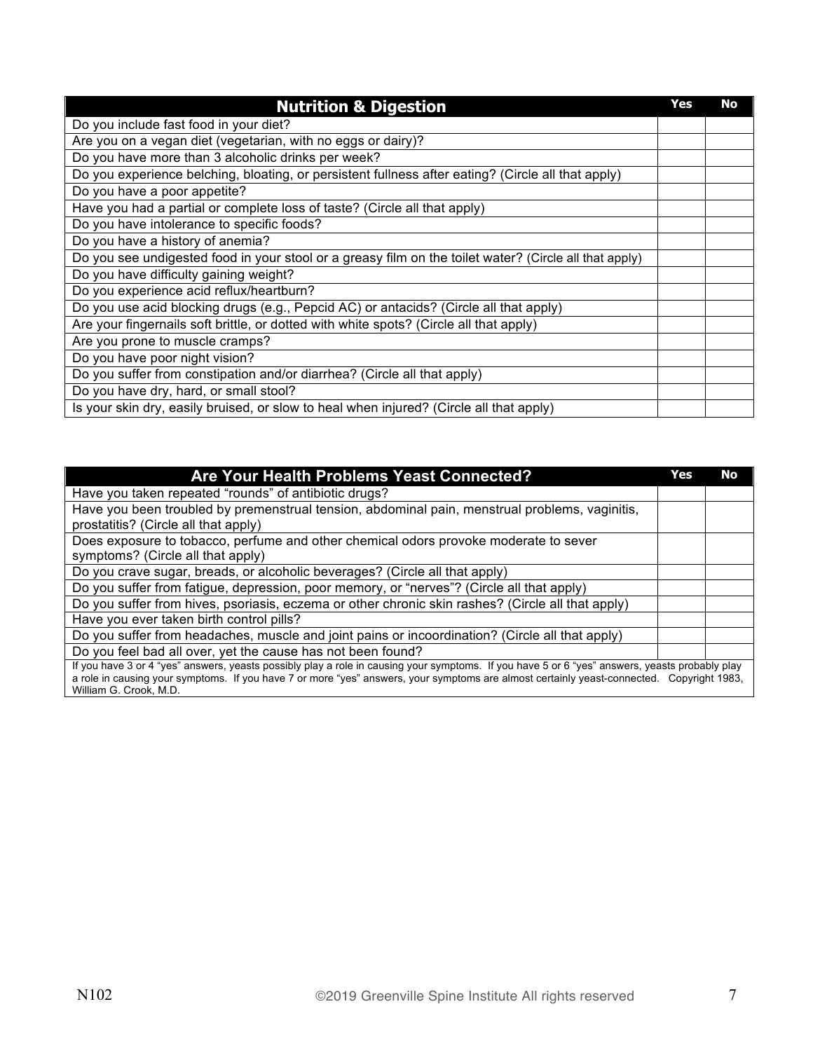| Nutrition & Digestion | Yes | No |
|---|---|---|
| Do you include fast food in your diet? | | |
| Are you on a vegan diet (vegetarian, with no eggs or dairy)? | | |
| Do you have more than 3 alcoholic drinks per week? | | |
| Do you experience belching, bloating, or persistent fullness after eating? (Circle all that apply) | | |
| Do you have a poor appetite? | | |
| Have you had a partial or complete loss of taste? (Circle all that apply) | | |
| Do you have intolerance to specific foods? | | |
| Do you have a history of anemia? | | |
| Do you see undigested food in your stool or a greasy film on the toilet water? (Circle all that apply) | | |
| Do you have difficulty gaining weight? | | |
| Do you experience acid reflux/heartburn? | | |
| Do you use acid blocking drugs (e.g., Pepcid AC) or antacids? (Circle all that apply) | | |
| Are your fingernails soft brittle, or dotted with white spots? (Circle all that apply) | | |
| Are you prone to muscle cramps? | | |
| Do you have poor night vision? | | |
| Do you suffer from constipation and/or diarrhea? (Circle all that apply) | | |
| Do you have dry, hard, or small stool? | | |
| Is your skin dry, easily bruised, or slow to heal when injured? (Circle all that apply) | | |

| Are Your Health Problems Yeast Connected? | Yes | No |
|---|---|---|
| Have you taken repeated "rounds" of antibiotic drugs? | | |
| Have you been troubled by premenstrual tension, abdominal pain, menstrual problems, vaginitis, prostatitis? (Circle all that apply) | | |
| Does exposure to tobacco, perfume and other chemical odors provoke moderate to sever symptoms? (Circle all that apply) | | |
| Do you crave sugar, breads, or alcoholic beverages? (Circle all that apply) | | |
| Do you suffer from fatigue, depression, poor memory, or "nerves"? (Circle all that apply) | | |
| Do you suffer from hives, psoriasis, eczema or other chronic skin rashes? (Circle all that apply) | | |
| Have you ever taken birth control pills? | | |
| Do you suffer from headaches, muscle and joint pains or incoordination? (Circle all that apply) | | |
| Do you feel bad all over, yet the cause has not been found? | | |

If you have 3 or 4 "yes" answers, yeasts possibly play a role in causing your symptoms. If you have 5 or 6 "yes" answers, yeasts probably play a role in causing your symptoms. If you have 7 or more "yes" answers, your symptoms are almost certainly yeast-connected. Copyright 1983, William G. Crook, M.D.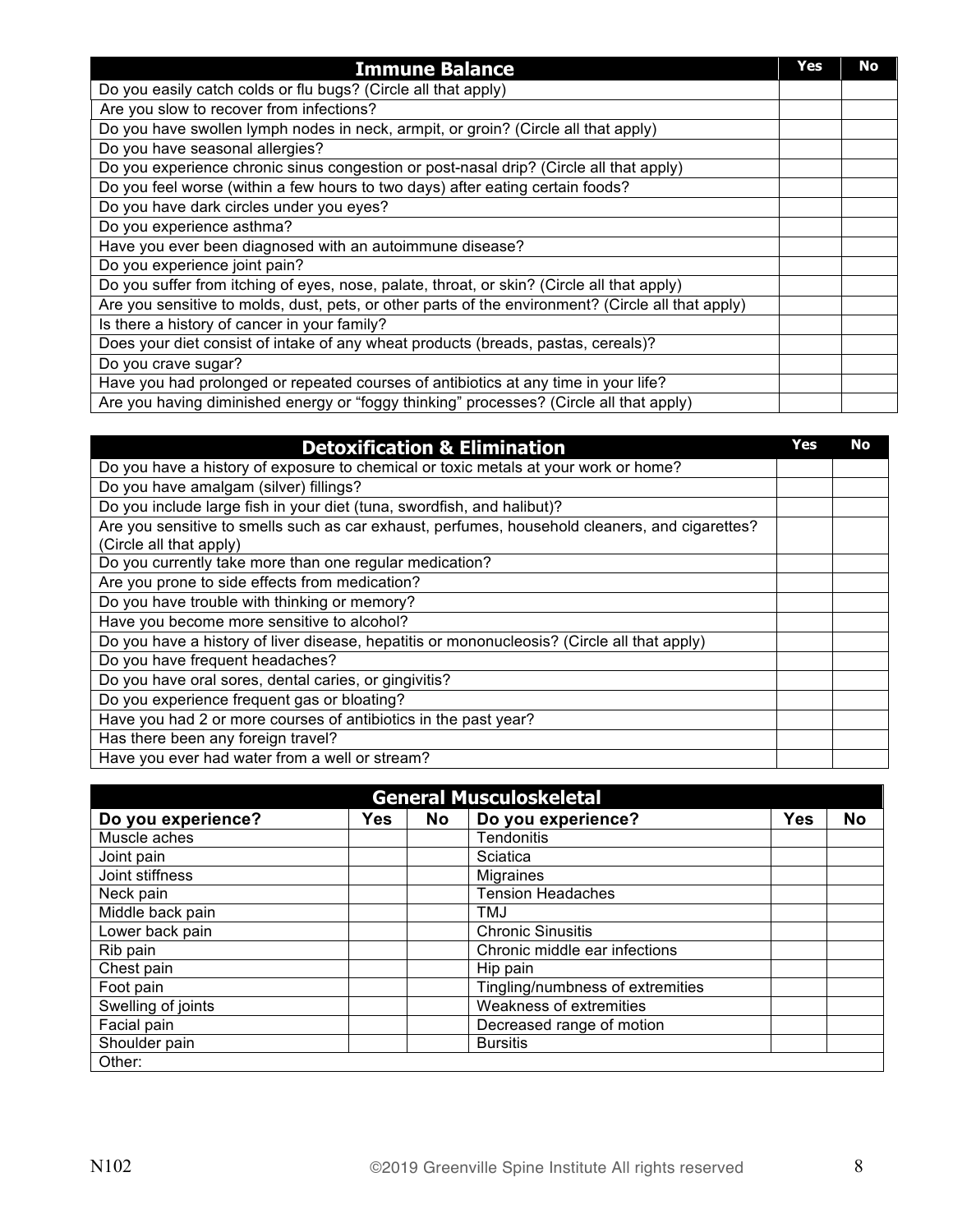| Immune Balance | Yes | No |
|---|---|---|
| Do you easily catch colds or flu bugs? (Circle all that apply) | | |
| Are you slow to recover from infections? | | |
| Do you have swollen lymph nodes in neck, armpit, or groin? (Circle all that apply) | | |
| Do you have seasonal allergies? | | |
| Do you experience chronic sinus congestion or post-nasal drip? (Circle all that apply) | | |
| Do you feel worse (within a few hours to two days) after eating certain foods? | | |
| Do you have dark circles under you eyes? | | |
| Do you experience asthma? | | |
| Have you ever been diagnosed with an autoimmune disease? | | |
| Do you experience joint pain? | | |
| Do you suffer from itching of eyes, nose, palate, throat, or skin? (Circle all that apply) | | |
| Are you sensitive to molds, dust, pets, or other parts of the environment? (Circle all that apply) | | |
| Is there a history of cancer in your family? | | |
| Does your diet consist of intake of any wheat products (breads, pastas, cereals)? | | |
| Do you crave sugar? | | |
| Have you had prolonged or repeated courses of antibiotics at any time in your life? | | |
| Are you having diminished energy or "foggy thinking" processes? (Circle all that apply) | | |

| Detoxification & Elimination | Yes | No |
|---|---|---|
| Do you have a history of exposure to chemical or toxic metals at your work or home? | | |
| Do you have amalgam (silver) fillings? | | |
| Do you include large fish in your diet (tuna, swordfish, and halibut)? | | |
| Are you sensitive to smells such as car exhaust, perfumes, household cleaners, and cigarettes? (Circle all that apply) | | |
| Do you currently take more than one regular medication? | | |
| Are you prone to side effects from medication? | | |
| Do you have trouble with thinking or memory? | | |
| Have you become more sensitive to alcohol? | | |
| Do you have a history of liver disease, hepatitis or mononucleosis? (Circle all that apply) | | |
| Do you have frequent headaches? | | |
| Do you have oral sores, dental caries, or gingivitis? | | |
| Do you experience frequent gas or bloating? | | |
| Have you had 2 or more courses of antibiotics in the past year? | | |
| Has there been any foreign travel? | | |
| Have you ever had water from a well or stream? | | |

| General Musculoskeletal | | | | | |
|---|---|---|---|---|---|
| **Do you experience?** | **Yes** | **No** | **Do you experience?** | **Yes** | **No** |
| Muscle aches | | | Tendonitis | | |
| Joint pain | | | Sciatica | | |
| Joint stiffness | | | Migraines | | |
| Neck pain | | | Tension Headaches | | |
| Middle back pain | | | TMJ | | |
| Lower back pain | | | Chronic Sinusitis | | |
| Rib pain | | | Chronic middle ear infections | | |
| Chest pain | | | Hip pain | | |
| Foot pain | | | Tingling/numbness of extremities | | |
| Swelling of joints | | | Weakness of extremities | | |
| Facial pain | | | Decreased range of motion | | |
| Shoulder pain | | | Bursitis | | |
| Other: | | | | | |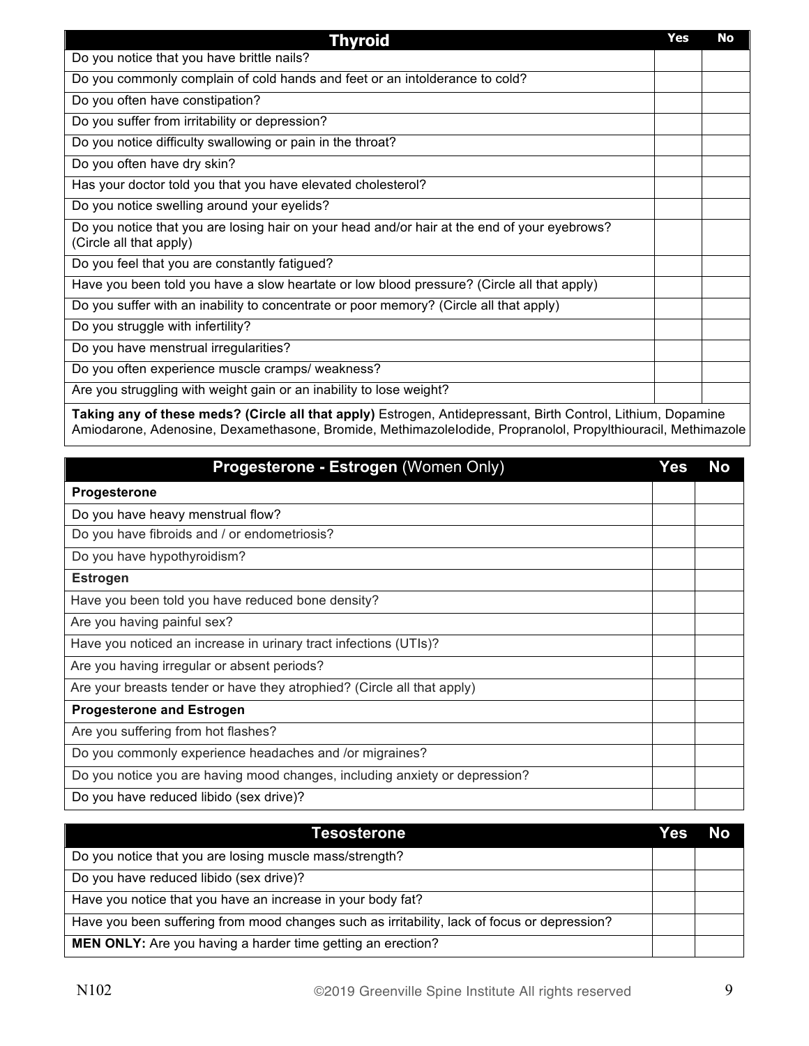| Thyroid | Yes | No |
|---|---|---|
| Do you notice that you have brittle nails? | | |
| Do you commonly complain of cold hands and feet or an intolderance to cold? | | |
| Do you often have constipation? | | |
| Do you suffer from irritability or depression? | | |
| Do you notice difficulty swallowing or pain in the throat? | | |
| Do you often have dry skin? | | |
| Has your doctor told you that you have elevated cholesterol? | | |
| Do you notice swelling around your eyelids? | | |
| Do you notice that you are losing hair on your head and/or hair at the end of your eyebrows? (Circle all that apply) | | |
| Do you feel that you are constantly fatigued? | | |
| Have you been told you have a slow heartate or low blood pressure? (Circle all that apply) | | |
| Do you suffer with an inability to concentrate or poor memory? (Circle all that apply) | | |
| Do you struggle with infertility? | | |
| Do you have menstrual irregularities? | | |
| Do you often experience muscle cramps/ weakness? | | |
| Are you struggling with weight gain or an inability to lose weight? | | |
| **Taking any of these meds? (Circle all that apply)** Estrogen, Antidepressant, Birth Control, Lithium, Dopamine Amiodarone, Adenosine, Dexamethasone, Bromide, MethimazoleIodide, Propranolol, Propylthiouracil, Methimazole | | |

| **Progesterone - Estrogen** (Women Only) | Yes | No |
|---|---|---|
| **Progesterone** | | |
| Do you have heavy menstrual flow? | | |
| Do you have fibroids and / or endometriosis? | | |
| Do you have hypothyroidism? | | |
| **Estrogen** | | |
| Have you been told you have reduced bone density? | | |
| Are you having painful sex? | | |
| Have you noticed an increase in urinary tract infections (UTIs)? | | |
| Are you having irregular or absent periods? | | |
| Are your breasts tender or have they atrophied? (Circle all that apply) | | |
| **Progesterone and Estrogen** | | |
| Are you suffering from hot flashes? | | |
| Do you commonly experience headaches and /or migraines? | | |
| Do you notice you are having mood changes, including anxiety or depression? | | |
| Do you have reduced libido (sex drive)? | | |

| Tesosterone | Yes | No |
|---|---|---|
| Do you notice that you are losing muscle mass/strength? | | |
| Do you have reduced libido (sex drive)? | | |
| Have you notice that you have an increase in your body fat? | | |
| Have you been suffering from mood changes such as irritability, lack of focus or depression? | | |
| **MEN ONLY:** Are you having a harder time getting an erection? | | |

N102 ©2019 Greenville Spine Institute All rights reserved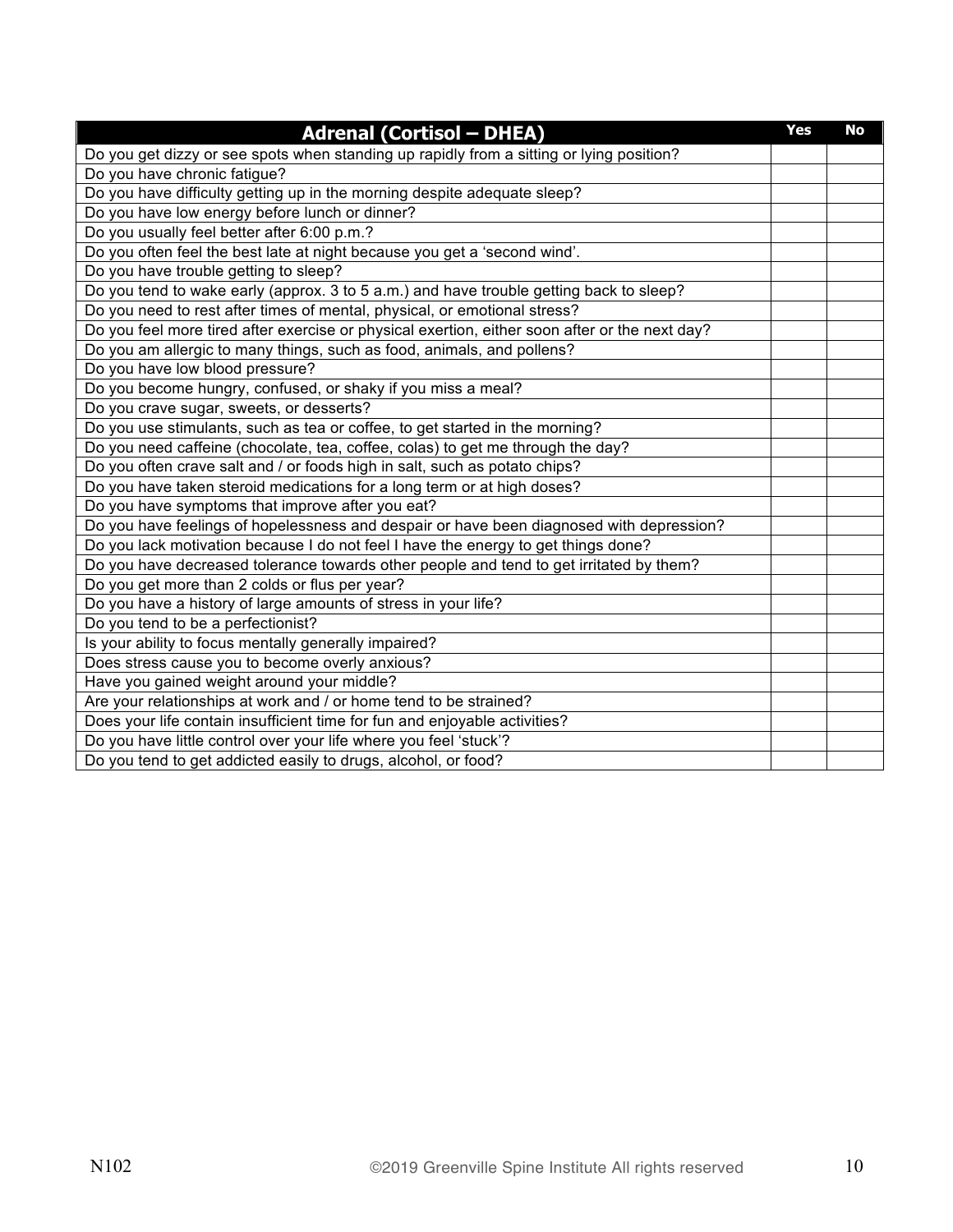| Adrenal (Cortisol – DHEA) | Yes | No |
|---|---|---|
| Do you get dizzy or see spots when standing up rapidly from a sitting or lying position? | | |
| Do you have chronic fatigue? | | |
| Do you have difficulty getting up in the morning despite adequate sleep? | | |
| Do you have low energy before lunch or dinner? | | |
| Do you usually feel better after 6:00 p.m.? | | |
| Do you often feel the best late at night because you get a 'second wind'. | | |
| Do you have trouble getting to sleep? | | |
| Do you tend to wake early (approx. 3 to 5 a.m.) and have trouble getting back to sleep? | | |
| Do you need to rest after times of mental, physical, or emotional stress? | | |
| Do you feel more tired after exercise or physical exertion, either soon after or the next day? | | |
| Do you am allergic to many things, such as food, animals, and pollens? | | |
| Do you have low blood pressure? | | |
| Do you become hungry, confused, or shaky if you miss a meal? | | |
| Do you crave sugar, sweets, or desserts? | | |
| Do you use stimulants, such as tea or coffee, to get started in the morning? | | |
| Do you need caffeine (chocolate, tea, coffee, colas) to get me through the day? | | |
| Do you often crave salt and / or foods high in salt, such as potato chips? | | |
| Do you have taken steroid medications for a long term or at high doses? | | |
| Do you have symptoms that improve after you eat? | | |
| Do you have feelings of hopelessness and despair or have been diagnosed with depression? | | |
| Do you lack motivation because I do not feel I have the energy to get things done? | | |
| Do you have decreased tolerance towards other people and tend to get irritated by them? | | |
| Do you get more than 2 colds or flus per year? | | |
| Do you have a history of large amounts of stress in your life? | | |
| Do you tend to be a perfectionist? | | |
| Is your ability to focus mentally generally impaired? | | |
| Does stress cause you to become overly anxious? | | |
| Have you gained weight around your middle? | | |
| Are your relationships at work and / or home tend to be strained? | | |
| Does your life contain insufficient time for fun and enjoyable activities? | | |
| Do you have little control over your life where you feel 'stuck'? | | |
| Do you tend to get addicted easily to drugs, alcohol, or food? | | |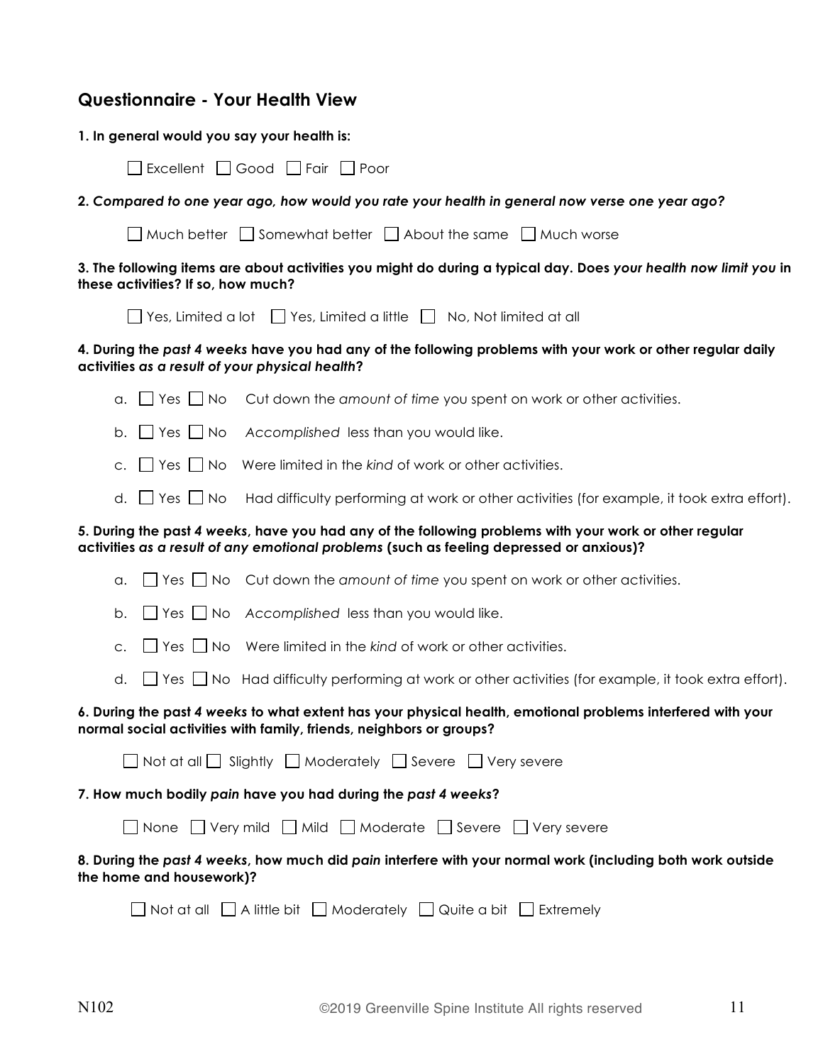## Questionnaire - Your Health View

**1. In general would you say your health is:**

☐ Excellent ☐ Good ☐ Fair ☐ Poor

**2.** ***Compared to one year ago, how would you rate your health in general now verse one year ago?***

☐ Much better ☐ Somewhat better ☐ About the same ☐ Much worse

**3. The following items are about activities you might do during a typical day. Does** ***your health now limit you*** **in these activities? If so, how much?**

☐ Yes, Limited a lot ☐ Yes, Limited a little ☐ No, Not limited at all

**4. During the** ***past 4 weeks*** **have you had any of the following problems with your work or other regular daily activities** ***as a result of your physical health*****?**

a. ☐ Yes ☐ No Cut down the *amount of time* you spent on work or other activities.

b. ☐ Yes ☐ No *Accomplished* less than you would like.

c. ☐ Yes ☐ No Were limited in the *kind* of work or other activities.

d. ☐ Yes ☐ No Had difficulty performing at work or other activities (for example, it took extra effort).

**5. During the past** ***4 weeks*****, have you had any of the following problems with your work or other regular activities** ***as a result of any emotional problems*** **(such as feeling depressed or anxious)?**

a. ☐ Yes ☐ No Cut down the *amount of time* you spent on work or other activities.

b. ☐ Yes ☐ No *Accomplished* less than you would like.

c. ☐ Yes ☐ No Were limited in the *kind* of work or other activities.

d. ☐ Yes ☐ No Had difficulty performing at work or other activities (for example, it took extra effort).

**6. During the past** ***4 weeks*** **to what extent has your physical health, emotional problems interfered with your normal social activities with family, friends, neighbors or groups?**

☐ Not at all ☐ Slightly ☐ Moderately ☐ Severe ☐ Very severe

**7. How much bodily** ***pain*** **have you had during the** ***past 4 weeks*****?**

☐ None ☐ Very mild ☐ Mild ☐ Moderate ☐ Severe ☐ Very severe

**8. During the** ***past 4 weeks*****, how much did** ***pain*** **interfere with your normal work (including both work outside the home and housework)?**

☐ Not at all ☐ A little bit ☐ Moderately ☐ Quite a bit ☐ Extremely

N102 ©2019 Greenville Spine Institute All rights reserved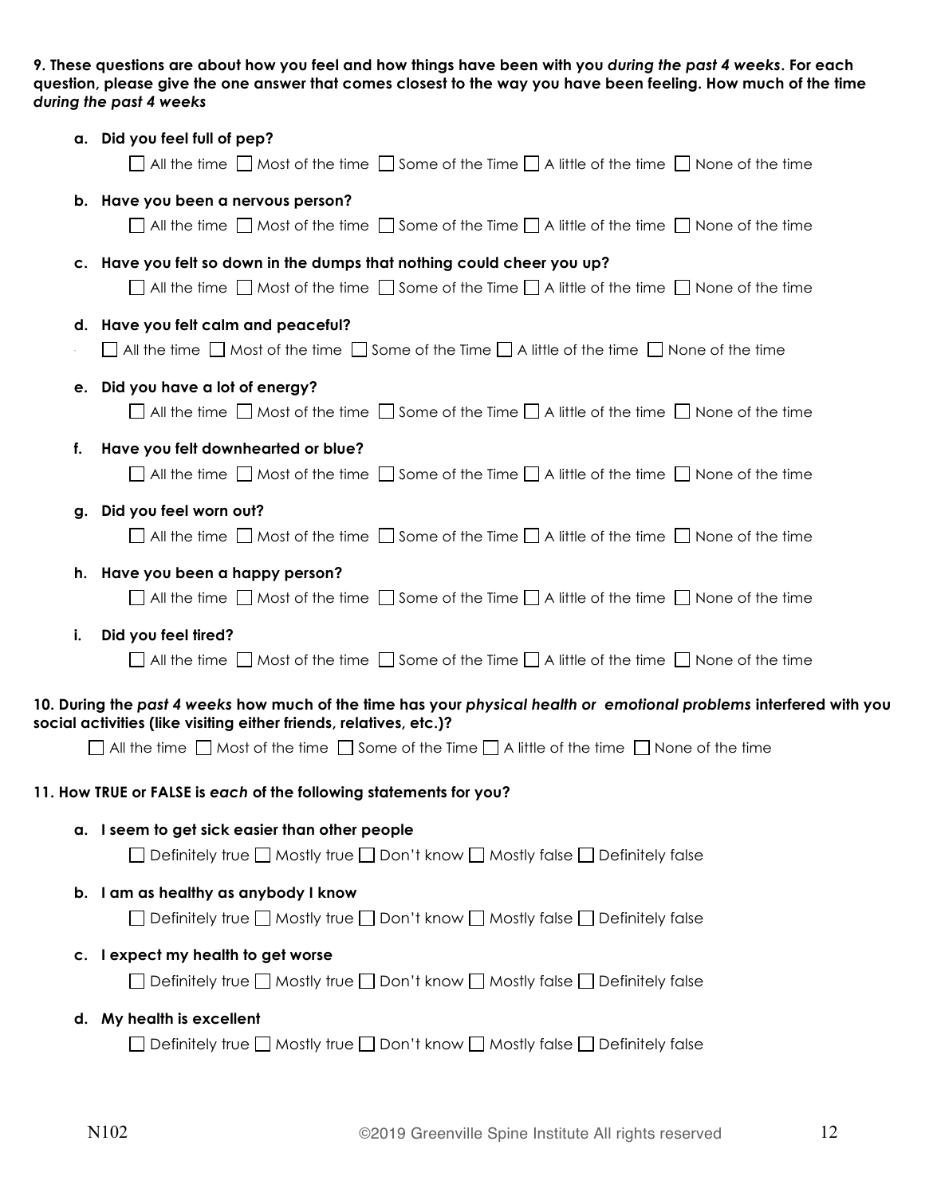**9. These questions are about how you feel and how things have been with you *during the past 4 weeks*. For each question, please give the one answer that comes closest to the way you have been feeling. How much of the time *during the past 4 weeks***

**a. Did you feel full of pep?**

☐ All the time ☐ Most of the time ☐ Some of the Time ☐ A little of the time ☐ None of the time

**b. Have you been a nervous person?**

☐ All the time ☐ Most of the time ☐ Some of the Time ☐ A little of the time ☐ None of the time

**c. Have you felt so down in the dumps that nothing could cheer you up?**

☐ All the time ☐ Most of the time ☐ Some of the Time ☐ A little of the time ☐ None of the time

**d. Have you felt calm and peaceful?**

☐ All the time ☐ Most of the time ☐ Some of the Time ☐ A little of the time ☐ None of the time

**e. Did you have a lot of energy?**

☐ All the time ☐ Most of the time ☐ Some of the Time ☐ A little of the time ☐ None of the time

**f. Have you felt downhearted or blue?**

☐ All the time ☐ Most of the time ☐ Some of the Time ☐ A little of the time ☐ None of the time

**g. Did you feel worn out?**

☐ All the time ☐ Most of the time ☐ Some of the Time ☐ A little of the time ☐ None of the time

**h. Have you been a happy person?**

☐ All the time ☐ Most of the time ☐ Some of the Time ☐ A little of the time ☐ None of the time

**i. Did you feel tired?**

☐ All the time ☐ Most of the time ☐ Some of the Time ☐ A little of the time ☐ None of the time

**10. During the *past 4 weeks* how much of the time has your *physical health or emotional problems* interfered with you social activities (like visiting either friends, relatives, etc.)?**

☐ All the time ☐ Most of the time ☐ Some of the Time ☐ A little of the time ☐ None of the time

**11. How TRUE or FALSE is *each* of the following statements for you?**

**a. I seem to get sick easier than other people**

☐ Definitely true ☐ Mostly true ☐ Don't know ☐ Mostly false ☐ Definitely false

**b. I am as healthy as anybody I know**

☐ Definitely true ☐ Mostly true ☐ Don't know ☐ Mostly false ☐ Definitely false

**c. I expect my health to get worse**

☐ Definitely true ☐ Mostly true ☐ Don't know ☐ Mostly false ☐ Definitely false

**d. My health is excellent**

☐ Definitely true ☐ Mostly true ☐ Don't know ☐ Mostly false ☐ Definitely false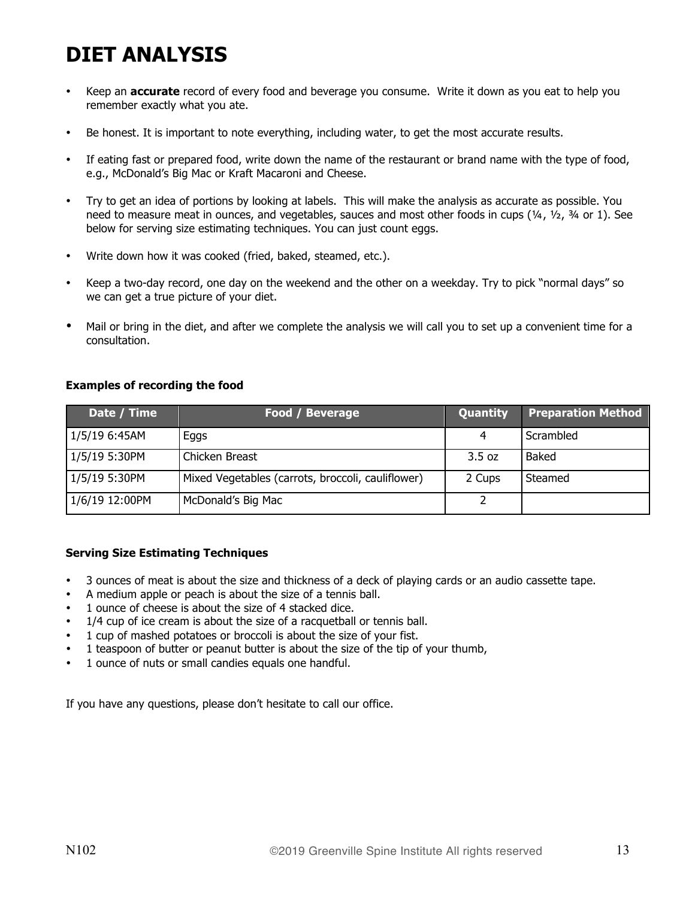# DIET ANALYSIS

- Keep an **accurate** record of every food and beverage you consume. Write it down as you eat to help you remember exactly what you ate.
- Be honest. It is important to note everything, including water, to get the most accurate results.
- If eating fast or prepared food, write down the name of the restaurant or brand name with the type of food, e.g., McDonald's Big Mac or Kraft Macaroni and Cheese.
- Try to get an idea of portions by looking at labels. This will make the analysis as accurate as possible. You need to measure meat in ounces, and vegetables, sauces and most other foods in cups (¼, ½, ¾ or 1). See below for serving size estimating techniques. You can just count eggs.
- Write down how it was cooked (fried, baked, steamed, etc.).
- Keep a two-day record, one day on the weekend and the other on a weekday. Try to pick "normal days" so we can get a true picture of your diet.
- Mail or bring in the diet, and after we complete the analysis we will call you to set up a convenient time for a consultation.

**Examples of recording the food**

| Date / Time | Food / Beverage | Quantity | Preparation Method |
|---|---|---|---|
| 1/5/19 6:45AM | Eggs | 4 | Scrambled |
| 1/5/19 5:30PM | Chicken Breast | 3.5 oz | Baked |
| 1/5/19 5:30PM | Mixed Vegetables (carrots, broccoli, cauliflower) | 2 Cups | Steamed |
| 1/6/19 12:00PM | McDonald's Big Mac | 2 | |

**Serving Size Estimating Techniques**

- 3 ounces of meat is about the size and thickness of a deck of playing cards or an audio cassette tape.
- A medium apple or peach is about the size of a tennis ball.
- 1 ounce of cheese is about the size of 4 stacked dice.
- 1/4 cup of ice cream is about the size of a racquetball or tennis ball.
- 1 cup of mashed potatoes or broccoli is about the size of your fist.
- 1 teaspoon of butter or peanut butter is about the size of the tip of your thumb,
- 1 ounce of nuts or small candies equals one handful.

If you have any questions, please don't hesitate to call our office.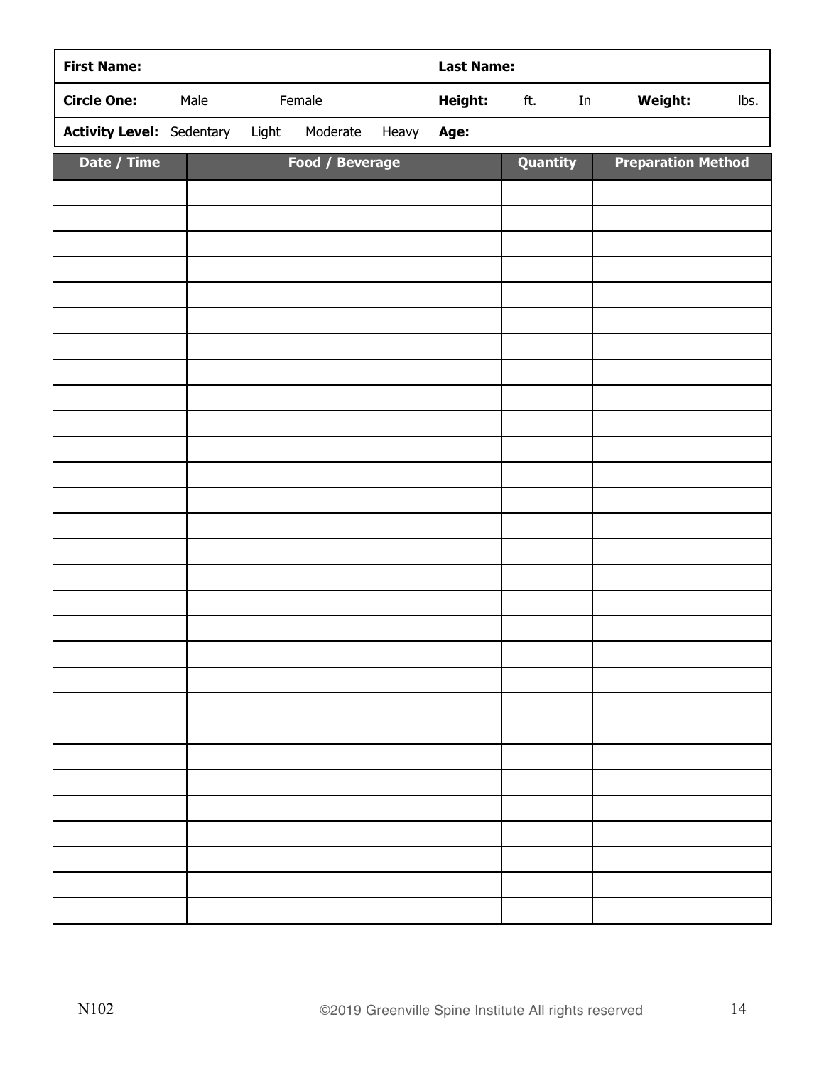| **First Name:** | **Last Name:** |
|---|---|
| **Circle One:** Male Female | **Height:** ft. In **Weight:** lbs. |
| **Activity Level:** Sedentary Light Moderate Heavy | **Age:** |

| Date / Time | Food / Beverage | Quantity | Preparation Method |
|---|---|---|---|
| | | | |
| | | | |
| | | | |
| | | | |
| | | | |
| | | | |
| | | | |
| | | | |
| | | | |
| | | | |
| | | | |
| | | | |
| | | | |
| | | | |
| | | | |
| | | | |
| | | | |
| | | | |
| | | | |
| | | | |
| | | | |
| | | | |
| | | | |
| | | | |
| | | | |
| | | | |
| | | | |
| | | | |
| | | | |

N102 ©2019 Greenville Spine Institute All rights reserved